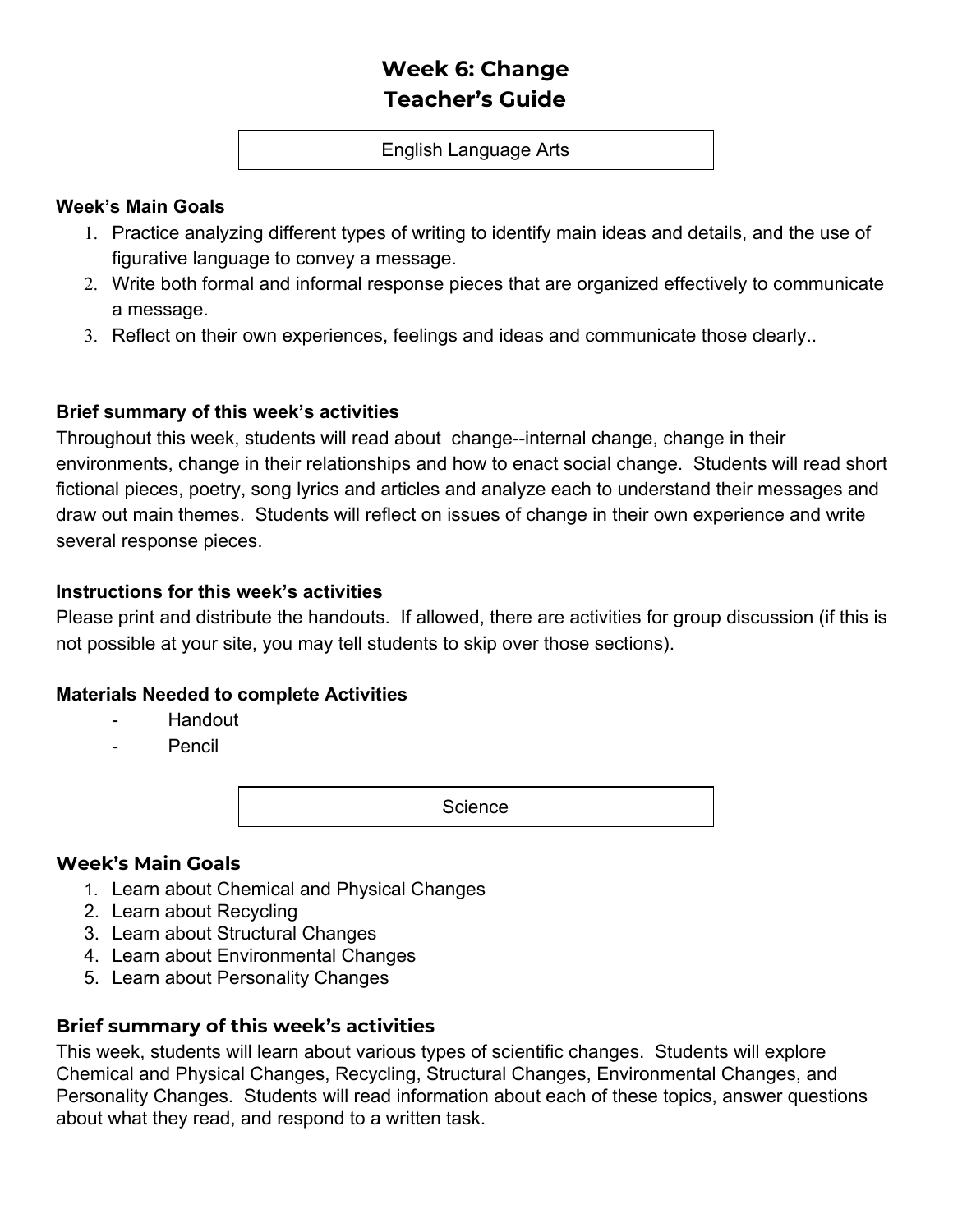# Week 6: Change
# Teacher's Guide

## English Language Arts

**Week's Main Goals**

1. Practice analyzing different types of writing to identify main ideas and details, and the use of figurative language to convey a message.
2. Write both formal and informal response pieces that are organized effectively to communicate a message.
3. Reflect on their own experiences, feelings and ideas and communicate those clearly..

**Brief summary of this week's activities**

Throughout this week, students will read about change--internal change, change in their environments, change in their relationships and how to enact social change. Students will read short fictional pieces, poetry, song lyrics and articles and analyze each to understand their messages and draw out main themes. Students will reflect on issues of change in their own experience and write several response pieces.

**Instructions for this week's activities**

Please print and distribute the handouts. If allowed, there are activities for group discussion (if this is not possible at your site, you may tell students to skip over those sections).

**Materials Needed to complete Activities**

- Handout
- Pencil

## Science

**Week's Main Goals**

1. Learn about Chemical and Physical Changes
2. Learn about Recycling
3. Learn about Structural Changes
4. Learn about Environmental Changes
5. Learn about Personality Changes

**Brief summary of this week's activities**

This week, students will learn about various types of scientific changes. Students will explore Chemical and Physical Changes, Recycling, Structural Changes, Environmental Changes, and Personality Changes. Students will read information about each of these topics, answer questions about what they read, and respond to a written task.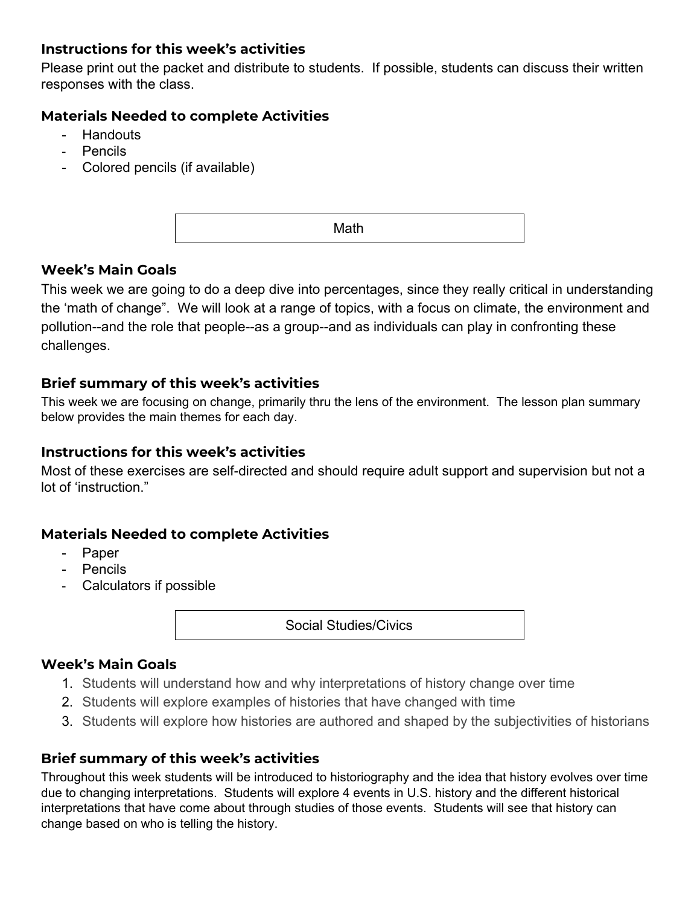### Instructions for this week's activities

Please print out the packet and distribute to students. If possible, students can discuss their written responses with the class.

### Materials Needed to complete Activities

- Handouts
- Pencils
- Colored pencils (if available)

## Math

### Week's Main Goals

This week we are going to do a deep dive into percentages, since they really critical in understanding the 'math of change". We will look at a range of topics, with a focus on climate, the environment and pollution--and the role that people--as a group--and as individuals can play in confronting these challenges.

### Brief summary of this week's activities

This week we are focusing on change, primarily thru the lens of the environment. The lesson plan summary below provides the main themes for each day.

### Instructions for this week's activities

Most of these exercises are self-directed and should require adult support and supervision but not a lot of 'instruction."

### Materials Needed to complete Activities

- Paper
- Pencils
- Calculators if possible

## Social Studies/Civics

### Week's Main Goals

1. Students will understand how and why interpretations of history change over time
2. Students will explore examples of histories that have changed with time
3. Students will explore how histories are authored and shaped by the subjectivities of historians

### Brief summary of this week's activities

Throughout this week students will be introduced to historiography and the idea that history evolves over time due to changing interpretations. Students will explore 4 events in U.S. history and the different historical interpretations that have come about through studies of those events. Students will see that history can change based on who is telling the history.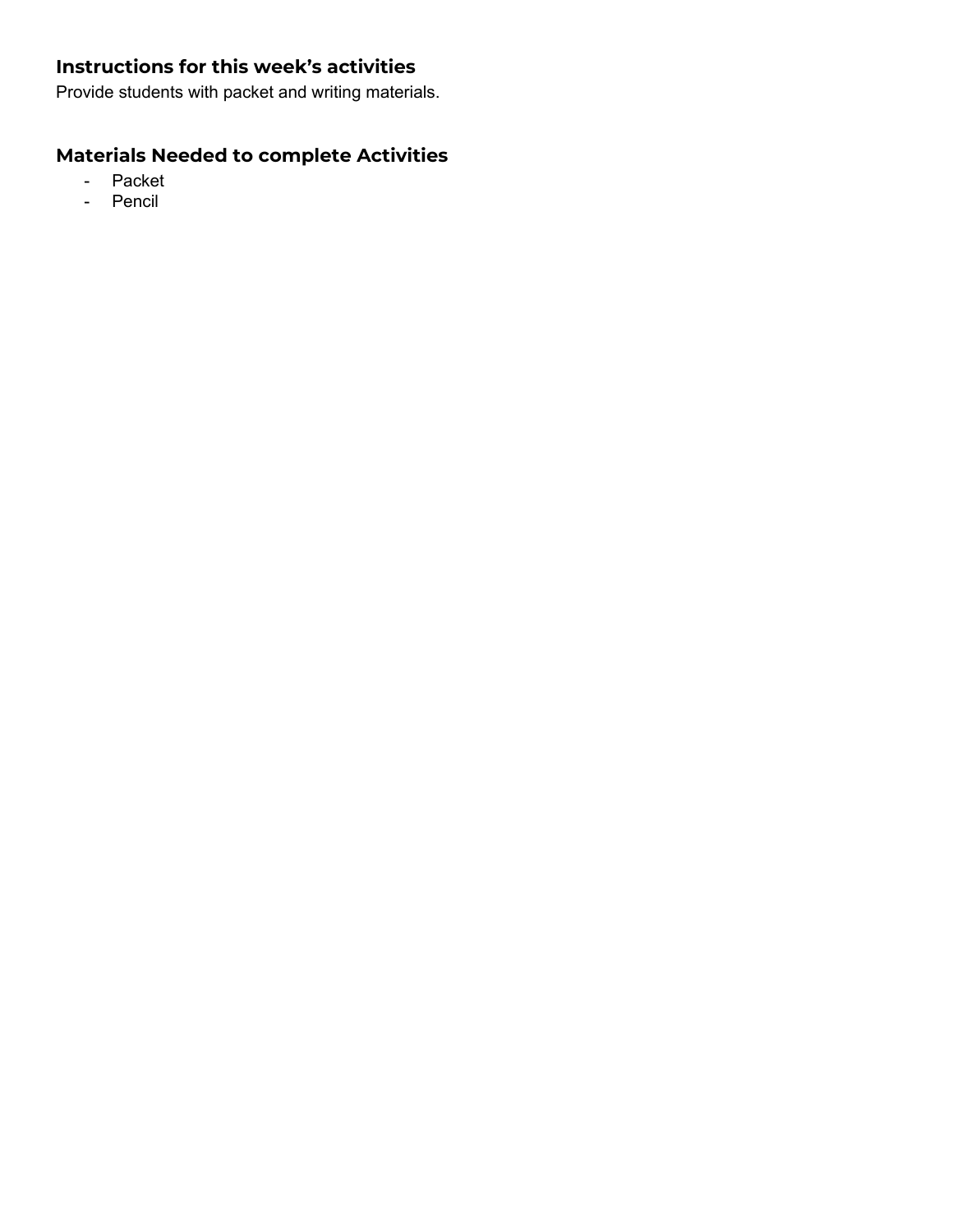### Instructions for this week's activities

Provide students with packet and writing materials.

### Materials Needed to complete Activities

- Packet
- Pencil